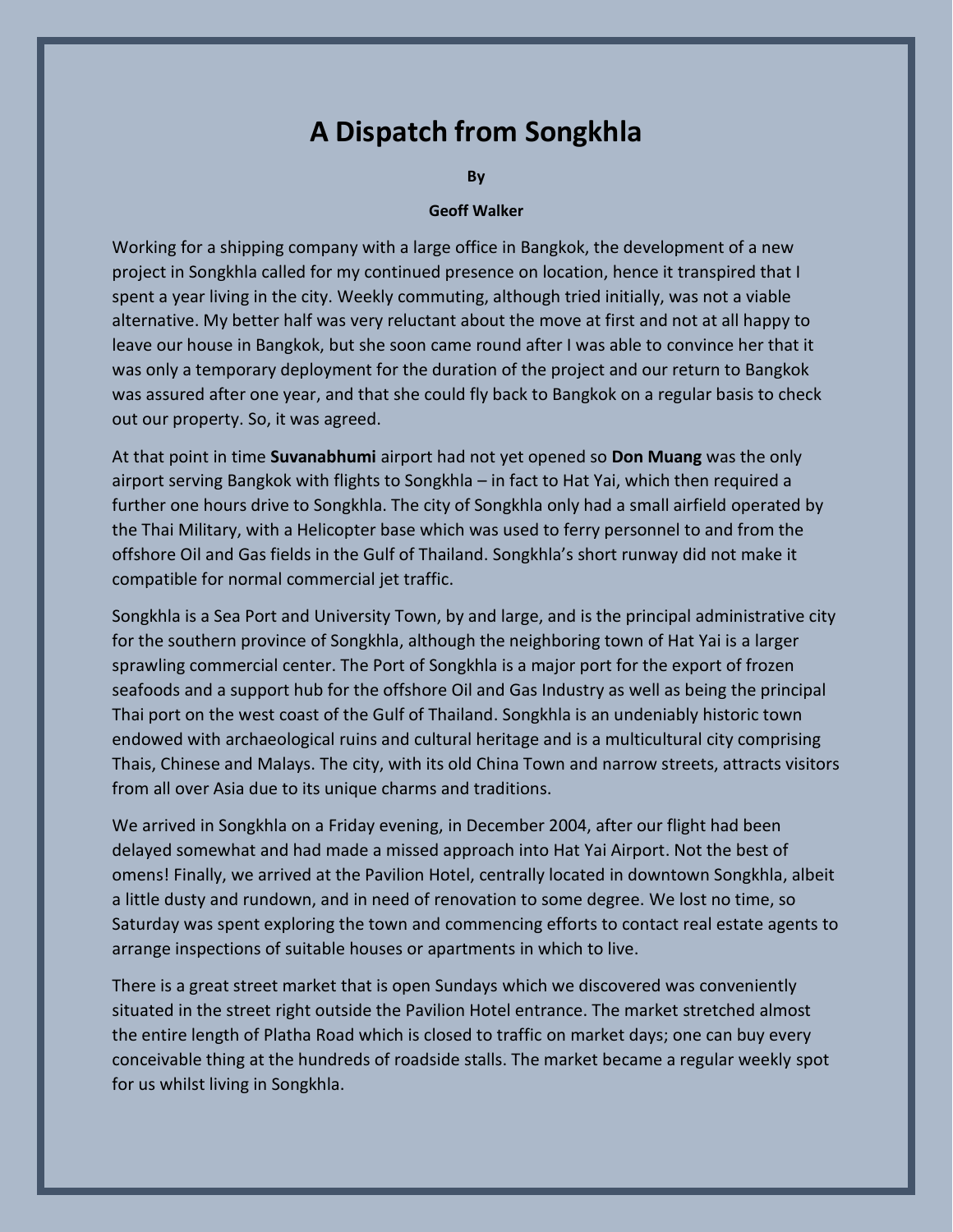# A Dispatch from Songkhla

**By**

**Geoff Walker**

Working for a shipping company with a large office in Bangkok, the development of a new project in Songkhla called for my continued presence on location, hence it transpired that I spent a year living in the city. Weekly commuting, although tried initially, was not a viable alternative. My better half was very reluctant about the move at first and not at all happy to leave our house in Bangkok, but she soon came round after I was able to convince her that it was only a temporary deployment for the duration of the project and our return to Bangkok was assured after one year, and that she could fly back to Bangkok on a regular basis to check out our property. So, it was agreed.

At that point in time **Suvanabhumi** airport had not yet opened so **Don Muang** was the only airport serving Bangkok with flights to Songkhla – in fact to Hat Yai, which then required a further one hours drive to Songkhla. The city of Songkhla only had a small airfield operated by the Thai Military, with a Helicopter base which was used to ferry personnel to and from the offshore Oil and Gas fields in the Gulf of Thailand. Songkhla's short runway did not make it compatible for normal commercial jet traffic.

Songkhla is a Sea Port and University Town, by and large, and is the principal administrative city for the southern province of Songkhla, although the neighboring town of Hat Yai is a larger sprawling commercial center. The Port of Songkhla is a major port for the export of frozen seafoods and a support hub for the offshore Oil and Gas Industry as well as being the principal Thai port on the west coast of the Gulf of Thailand. Songkhla is an undeniably historic town endowed with archaeological ruins and cultural heritage and is a multicultural city comprising Thais, Chinese and Malays. The city, with its old China Town and narrow streets, attracts visitors from all over Asia due to its unique charms and traditions.

We arrived in Songkhla on a Friday evening, in December 2004, after our flight had been delayed somewhat and had made a missed approach into Hat Yai Airport. Not the best of omens! Finally, we arrived at the Pavilion Hotel, centrally located in downtown Songkhla, albeit a little dusty and rundown, and in need of renovation to some degree. We lost no time, so Saturday was spent exploring the town and commencing efforts to contact real estate agents to arrange inspections of suitable houses or apartments in which to live.

There is a great street market that is open Sundays which we discovered was conveniently situated in the street right outside the Pavilion Hotel entrance. The market stretched almost the entire length of Platha Road which is closed to traffic on market days; one can buy every conceivable thing at the hundreds of roadside stalls. The market became a regular weekly spot for us whilst living in Songkhla.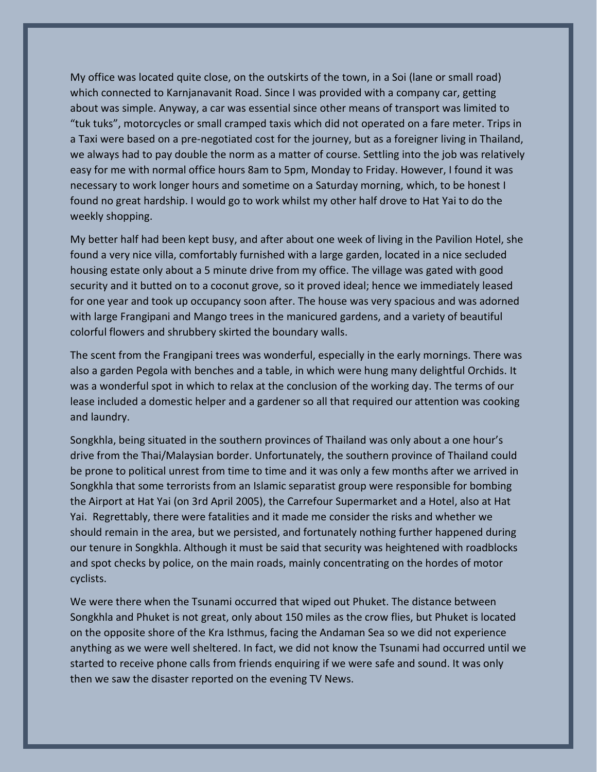My office was located quite close, on the outskirts of the town, in a Soi (lane or small road) which connected to Karnjanavanit Road. Since I was provided with a company car, getting about was simple. Anyway, a car was essential since other means of transport was limited to "tuk tuks", motorcycles or small cramped taxis which did not operated on a fare meter. Trips in a Taxi were based on a pre-negotiated cost for the journey, but as a foreigner living in Thailand, we always had to pay double the norm as a matter of course. Settling into the job was relatively easy for me with normal office hours 8am to 5pm, Monday to Friday. However, I found it was necessary to work longer hours and sometime on a Saturday morning, which, to be honest I found no great hardship. I would go to work whilst my other half drove to Hat Yai to do the weekly shopping.

My better half had been kept busy, and after about one week of living in the Pavilion Hotel, she found a very nice villa, comfortably furnished with a large garden, located in a nice secluded housing estate only about a 5 minute drive from my office. The village was gated with good security and it butted on to a coconut grove, so it proved ideal; hence we immediately leased for one year and took up occupancy soon after. The house was very spacious and was adorned with large Frangipani and Mango trees in the manicured gardens, and a variety of beautiful colorful flowers and shrubbery skirted the boundary walls.

The scent from the Frangipani trees was wonderful, especially in the early mornings. There was also a garden Pegola with benches and a table, in which were hung many delightful Orchids. It was a wonderful spot in which to relax at the conclusion of the working day. The terms of our lease included a domestic helper and a gardener so all that required our attention was cooking and laundry.

Songkhla, being situated in the southern provinces of Thailand was only about a one hour's drive from the Thai/Malaysian border. Unfortunately, the southern province of Thailand could be prone to political unrest from time to time and it was only a few months after we arrived in Songkhla that some terrorists from an Islamic separatist group were responsible for bombing the Airport at Hat Yai (on 3rd April 2005), the Carrefour Supermarket and a Hotel, also at Hat Yai. Regrettably, there were fatalities and it made me consider the risks and whether we should remain in the area, but we persisted, and fortunately nothing further happened during our tenure in Songkhla. Although it must be said that security was heightened with roadblocks and spot checks by police, on the main roads, mainly concentrating on the hordes of motor cyclists.

We were there when the Tsunami occurred that wiped out Phuket. The distance between Songkhla and Phuket is not great, only about 150 miles as the crow flies, but Phuket is located on the opposite shore of the Kra Isthmus, facing the Andaman Sea so we did not experience anything as we were well sheltered. In fact, we did not know the Tsunami had occurred until we started to receive phone calls from friends enquiring if we were safe and sound. It was only then we saw the disaster reported on the evening TV News.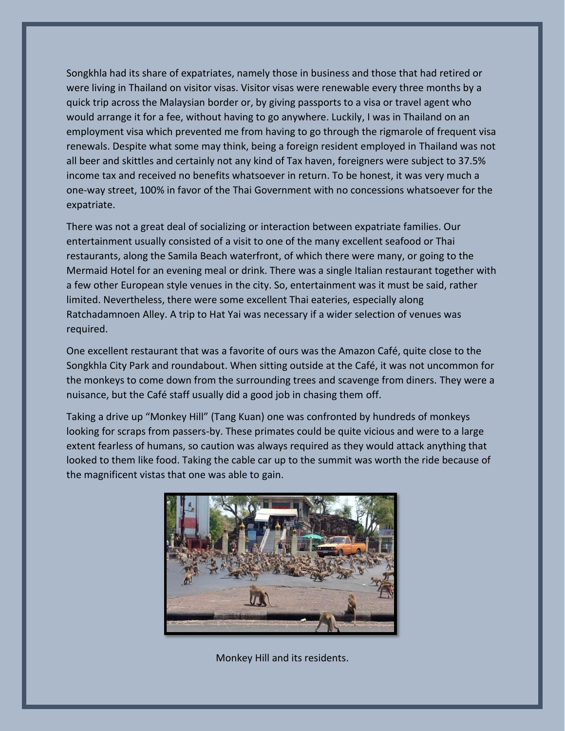Songkhla had its share of expatriates, namely those in business and those that had retired or were living in Thailand on visitor visas. Visitor visas were renewable every three months by a quick trip across the Malaysian border or, by giving passports to a visa or travel agent who would arrange it for a fee, without having to go anywhere. Luckily, I was in Thailand on an employment visa which prevented me from having to go through the rigmarole of frequent visa renewals. Despite what some may think, being a foreign resident employed in Thailand was not all beer and skittles and certainly not any kind of Tax haven, foreigners were subject to 37.5% income tax and received no benefits whatsoever in return. To be honest, it was very much a one-way street, 100% in favor of the Thai Government with no concessions whatsoever for the expatriate.

There was not a great deal of socializing or interaction between expatriate families. Our entertainment usually consisted of a visit to one of the many excellent seafood or Thai restaurants, along the Samila Beach waterfront, of which there were many, or going to the Mermaid Hotel for an evening meal or drink. There was a single Italian restaurant together with a few other European style venues in the city. So, entertainment was it must be said, rather limited. Nevertheless, there were some excellent Thai eateries, especially along Ratchadamnoen Alley. A trip to Hat Yai was necessary if a wider selection of venues was required.

One excellent restaurant that was a favorite of ours was the Amazon Café, quite close to the Songkhla City Park and roundabout. When sitting outside at the Café, it was not uncommon for the monkeys to come down from the surrounding trees and scavenge from diners. They were a nuisance, but the Café staff usually did a good job in chasing them off.

Taking a drive up "Monkey Hill" (Tang Kuan) one was confronted by hundreds of monkeys looking for scraps from passers-by. These primates could be quite vicious and were to a large extent fearless of humans, so caution was always required as they would attack anything that looked to them like food. Taking the cable car up to the summit was worth the ride because of the magnificent vistas that one was able to gain.

Monkey Hill and its residents.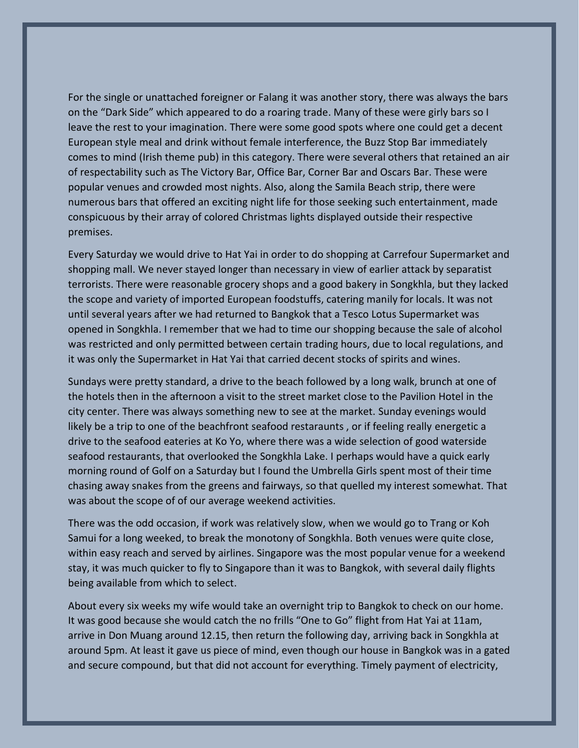For the single or unattached foreigner or Falang it was another story, there was always the bars on the "Dark Side" which appeared to do a roaring trade. Many of these were girly bars so I leave the rest to your imagination. There were some good spots where one could get a decent European style meal and drink without female interference, the Buzz Stop Bar immediately comes to mind (Irish theme pub) in this category. There were several others that retained an air of respectability such as The Victory Bar, Office Bar, Corner Bar and Oscars Bar. These were popular venues and crowded most nights. Also, along the Samila Beach strip, there were numerous bars that offered an exciting night life for those seeking such entertainment, made conspicuous by their array of colored Christmas lights displayed outside their respective premises.

Every Saturday we would drive to Hat Yai in order to do shopping at Carrefour Supermarket and shopping mall. We never stayed longer than necessary in view of earlier attack by separatist terrorists. There were reasonable grocery shops and a good bakery in Songkhla, but they lacked the scope and variety of imported European foodstuffs, catering manily for locals. It was not until several years after we had returned to Bangkok that a Tesco Lotus Supermarket was opened in Songkhla. I remember that we had to time our shopping because the sale of alcohol was restricted and only permitted between certain trading hours, due to local regulations, and it was only the Supermarket in Hat Yai that carried decent stocks of spirits and wines.

Sundays were pretty standard, a drive to the beach followed by a long walk, brunch at one of the hotels then in the afternoon a visit to the street market close to the Pavilion Hotel in the city center. There was always something new to see at the market. Sunday evenings would likely be a trip to one of the beachfront seafood restaraunts , or if feeling really energetic a drive to the seafood eateries at Ko Yo, where there was a wide selection of good waterside seafood restaurants, that overlooked the Songkhla Lake. I perhaps would have a quick early morning round of Golf on a Saturday but I found the Umbrella Girls spent most of their time chasing away snakes from the greens and fairways, so that quelled my interest somewhat. That was about the scope of of our average weekend activities.

There was the odd occasion, if work was relatively slow, when we would go to Trang or Koh Samui for a long weeked, to break the monotony of Songkhla. Both venues were quite close, within easy reach and served by airlines. Singapore was the most popular venue for a weekend stay, it was much quicker to fly to Singapore than it was to Bangkok, with several daily flights being available from which to select.

About every six weeks my wife would take an overnight trip to Bangkok to check on our home. It was good because she would catch the no frills "One to Go" flight from Hat Yai at 11am, arrive in Don Muang around 12.15, then return the following day, arriving back in Songkhla at around 5pm. At least it gave us piece of mind, even though our house in Bangkok was in a gated and secure compound, but that did not account for everything. Timely payment of electricity,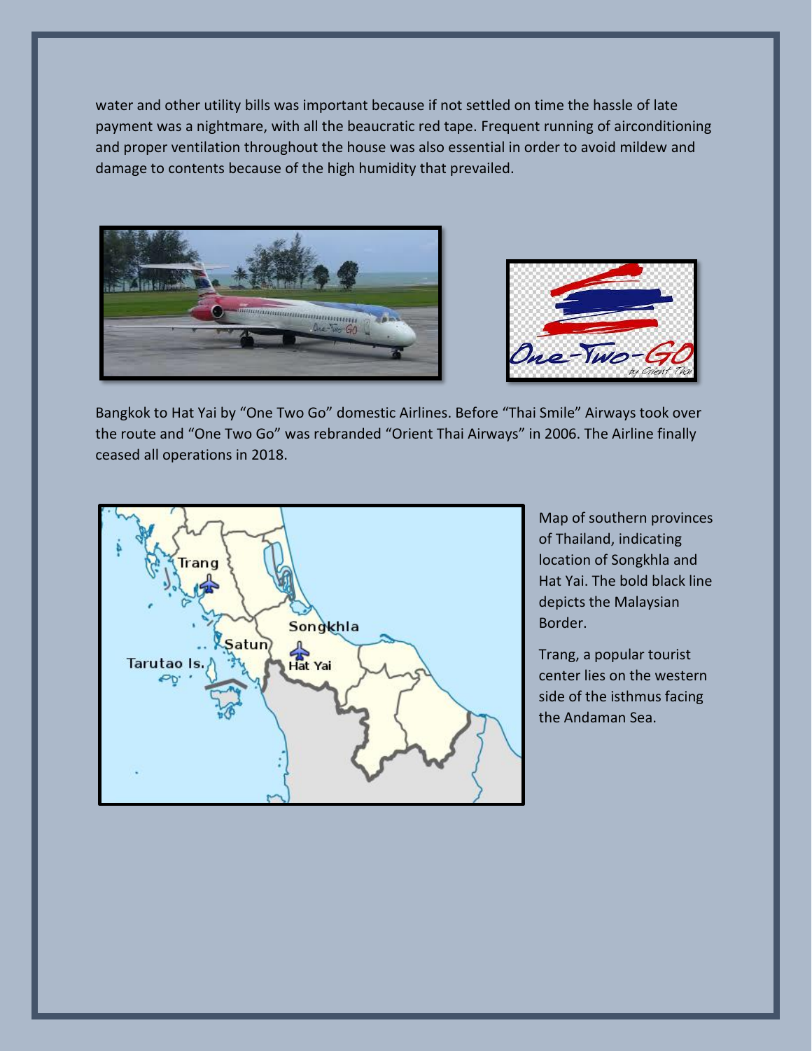water and other utility bills was important because if not settled on time the hassle of late payment was a nightmare, with all the beaucratic red tape. Frequent running of airconditioning and proper ventilation throughout the house was also essential in order to avoid mildew and damage to contents because of the high humidity that prevailed.

Bangkok to Hat Yai by "One Two Go" domestic Airlines. Before "Thai Smile" Airways took over the route and "One Two Go" was rebranded "Orient Thai Airways" in 2006. The Airline finally ceased all operations in 2018.

Map of southern provinces of Thailand, indicating location of Songkhla and Hat Yai. The bold black line depicts the Malaysian Border.

Trang, a popular tourist center lies on the western side of the isthmus facing the Andaman Sea.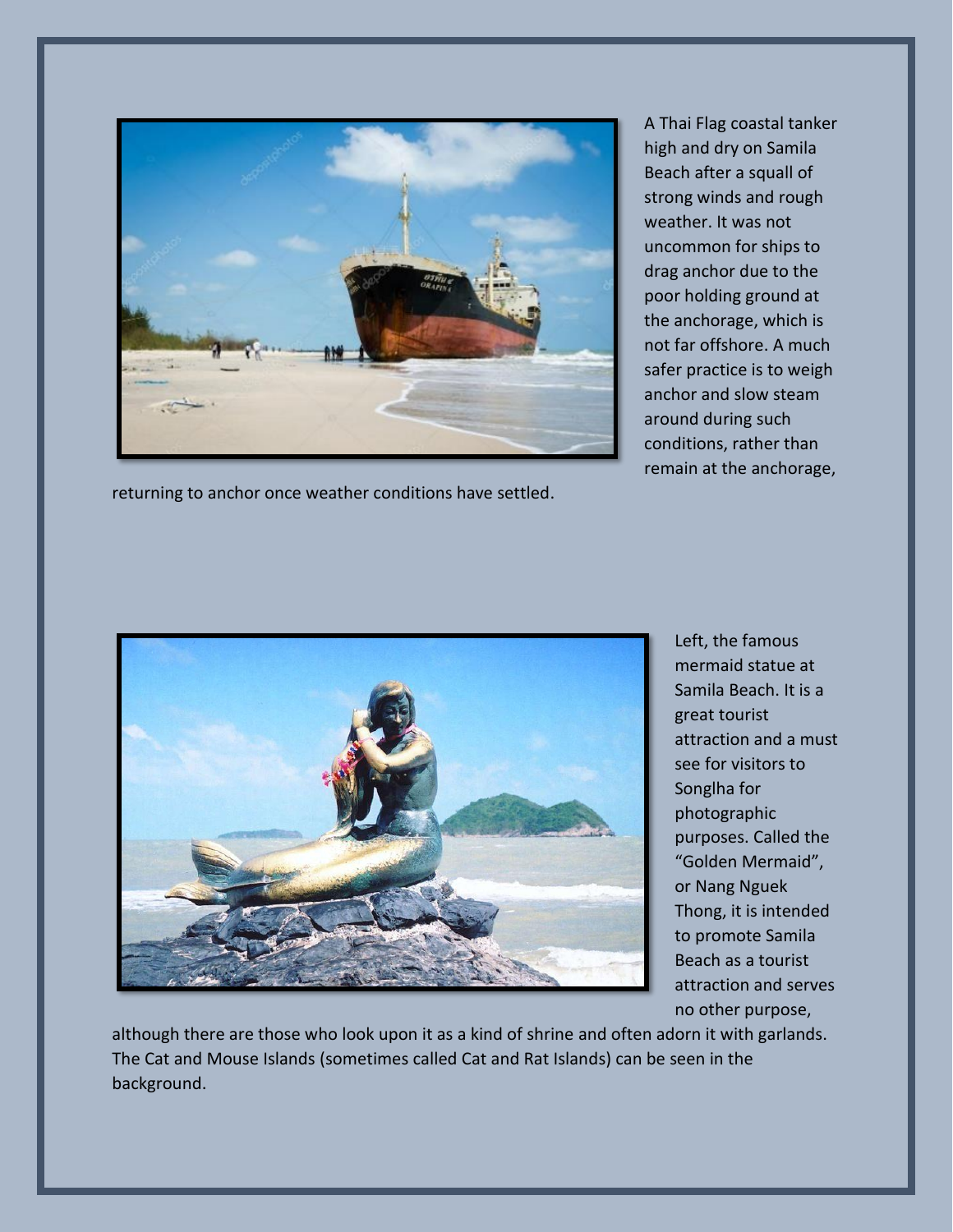A Thai Flag coastal tanker high and dry on Samila Beach after a squall of strong winds and rough weather. It was not uncommon for ships to drag anchor due to the poor holding ground at the anchorage, which is not far offshore. A much safer practice is to weigh anchor and slow steam around during such conditions, rather than remain at the anchorage, returning to anchor once weather conditions have settled.

Left, the famous mermaid statue at Samila Beach. It is a great tourist attraction and a must see for visitors to Songlha for photographic purposes. Called the "Golden Mermaid", or Nang Nguek Thong, it is intended to promote Samila Beach as a tourist attraction and serves no other purpose, although there are those who look upon it as a kind of shrine and often adorn it with garlands. The Cat and Mouse Islands (sometimes called Cat and Rat Islands) can be seen in the background.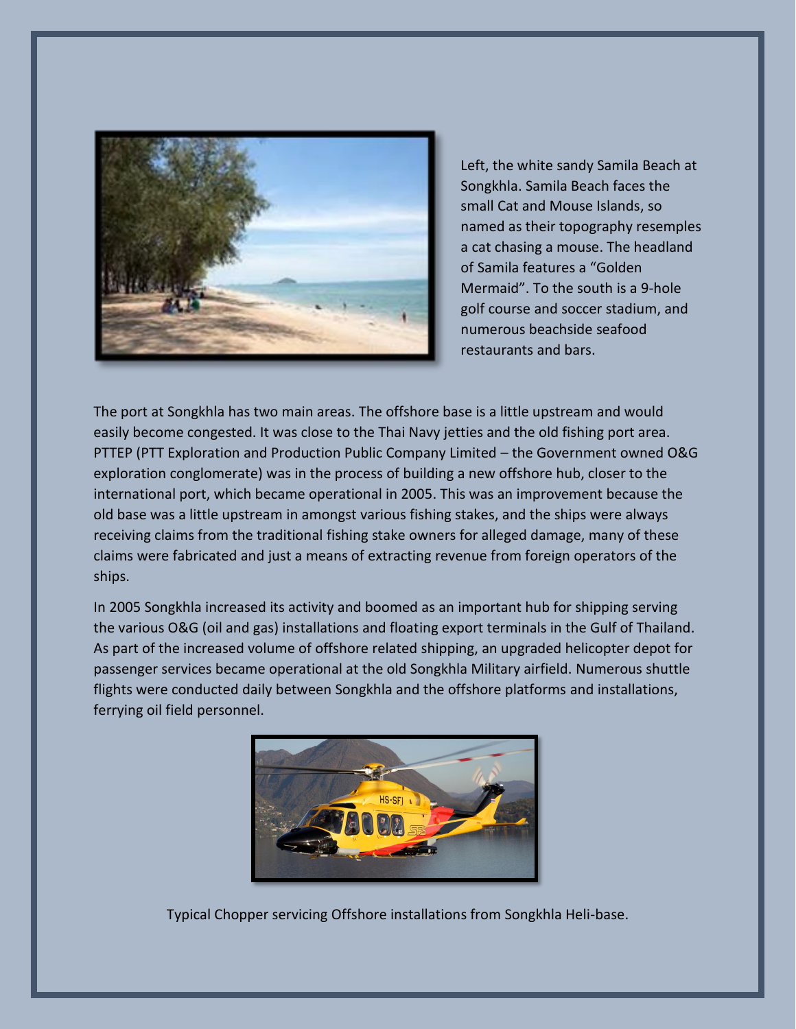Left, the white sandy Samila Beach at Songkhla. Samila Beach faces the small Cat and Mouse Islands, so named as their topography resemples a cat chasing a mouse. The headland of Samila features a "Golden Mermaid". To the south is a 9-hole golf course and soccer stadium, and numerous beachside seafood restaurants and bars.

The port at Songkhla has two main areas. The offshore base is a little upstream and would easily become congested. It was close to the Thai Navy jetties and the old fishing port area. PTTEP (PTT Exploration and Production Public Company Limited – the Government owned O&G exploration conglomerate) was in the process of building a new offshore hub, closer to the international port, which became operational in 2005. This was an improvement because the old base was a little upstream in amongst various fishing stakes, and the ships were always receiving claims from the traditional fishing stake owners for alleged damage, many of these claims were fabricated and just a means of extracting revenue from foreign operators of the ships.

In 2005 Songkhla increased its activity and boomed as an important hub for shipping serving the various O&G (oil and gas) installations and floating export terminals in the Gulf of Thailand. As part of the increased volume of offshore related shipping, an upgraded helicopter depot for passenger services became operational at the old Songkhla Military airfield. Numerous shuttle flights were conducted daily between Songkhla and the offshore platforms and installations, ferrying oil field personnel.

Typical Chopper servicing Offshore installations from Songkhla Heli-base.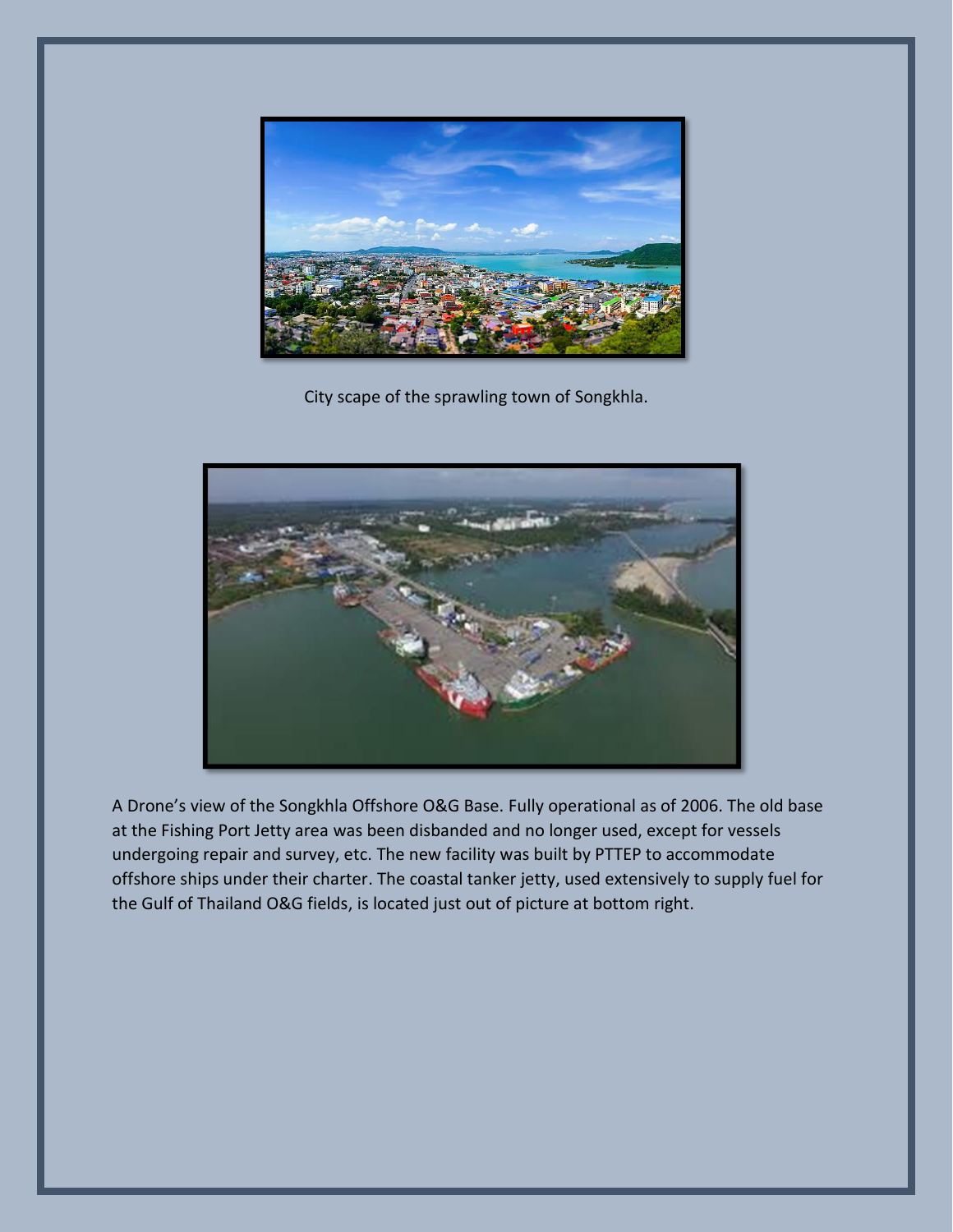City scape of the sprawling town of Songkhla.

A Drone's view of the Songkhla Offshore O&G Base. Fully operational as of 2006. The old base at the Fishing Port Jetty area was been disbanded and no longer used, except for vessels undergoing repair and survey, etc. The new facility was built by PTTEP to accommodate offshore ships under their charter. The coastal tanker jetty, used extensively to supply fuel for the Gulf of Thailand O&G fields, is located just out of picture at bottom right.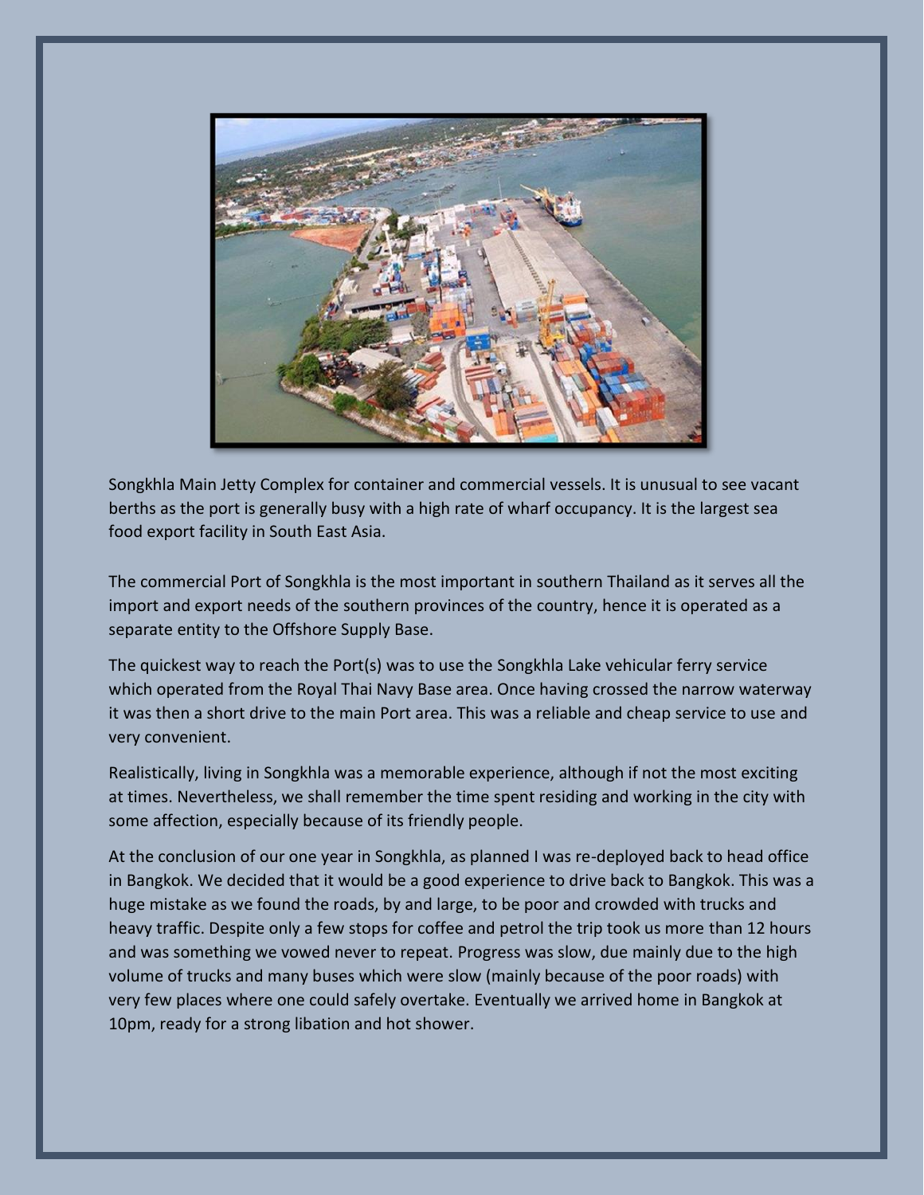Songkhla Main Jetty Complex for container and commercial vessels. It is unusual to see vacant berths as the port is generally busy with a high rate of wharf occupancy. It is the largest sea food export facility in South East Asia.

The commercial Port of Songkhla is the most important in southern Thailand as it serves all the import and export needs of the southern provinces of the country, hence it is operated as a separate entity to the Offshore Supply Base.

The quickest way to reach the Port(s) was to use the Songkhla Lake vehicular ferry service which operated from the Royal Thai Navy Base area. Once having crossed the narrow waterway it was then a short drive to the main Port area. This was a reliable and cheap service to use and very convenient.

Realistically, living in Songkhla was a memorable experience, although if not the most exciting at times. Nevertheless, we shall remember the time spent residing and working in the city with some affection, especially because of its friendly people.

At the conclusion of our one year in Songkhla, as planned I was re-deployed back to head office in Bangkok. We decided that it would be a good experience to drive back to Bangkok. This was a huge mistake as we found the roads, by and large, to be poor and crowded with trucks and heavy traffic. Despite only a few stops for coffee and petrol the trip took us more than 12 hours and was something we vowed never to repeat. Progress was slow, due mainly due to the high volume of trucks and many buses which were slow (mainly because of the poor roads) with very few places where one could safely overtake. Eventually we arrived home in Bangkok at 10pm, ready for a strong libation and hot shower.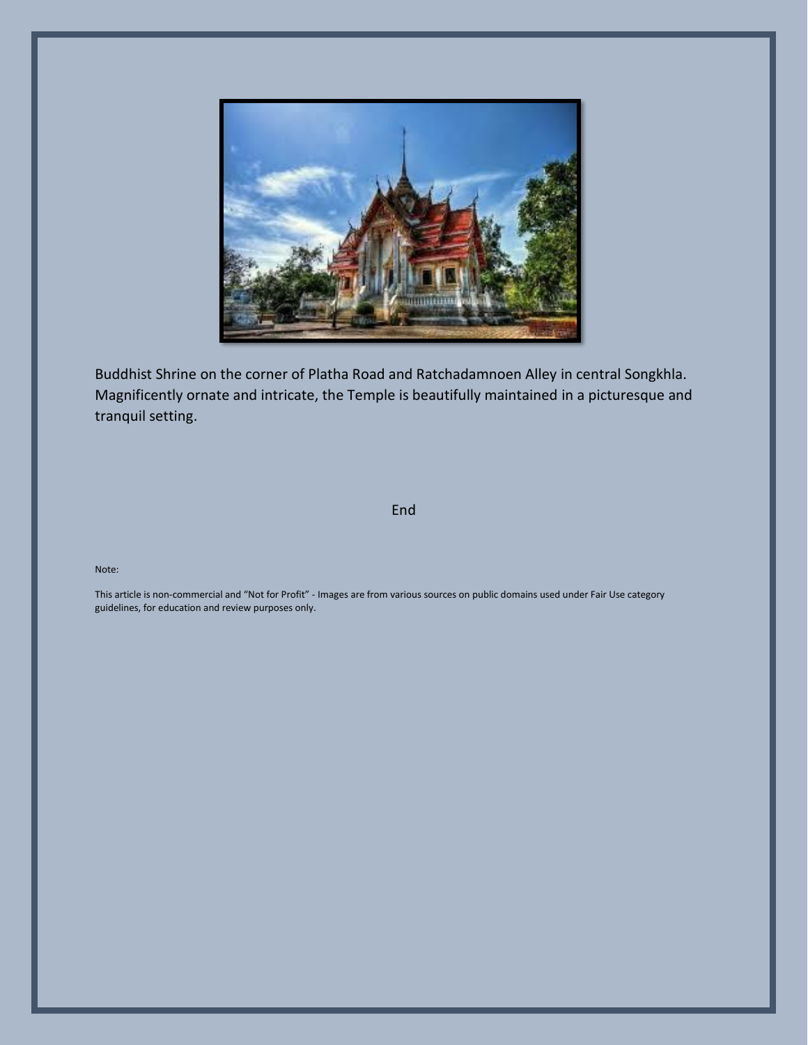Buddhist Shrine on the corner of Platha Road and Ratchadamnoen Alley in central Songkhla. Magnificently ornate and intricate, the Temple is beautifully maintained in a picturesque and tranquil setting.

End

Note:

This article is non-commercial and "Not for Profit" - Images are from various sources on public domains used under Fair Use category guidelines, for education and review purposes only.